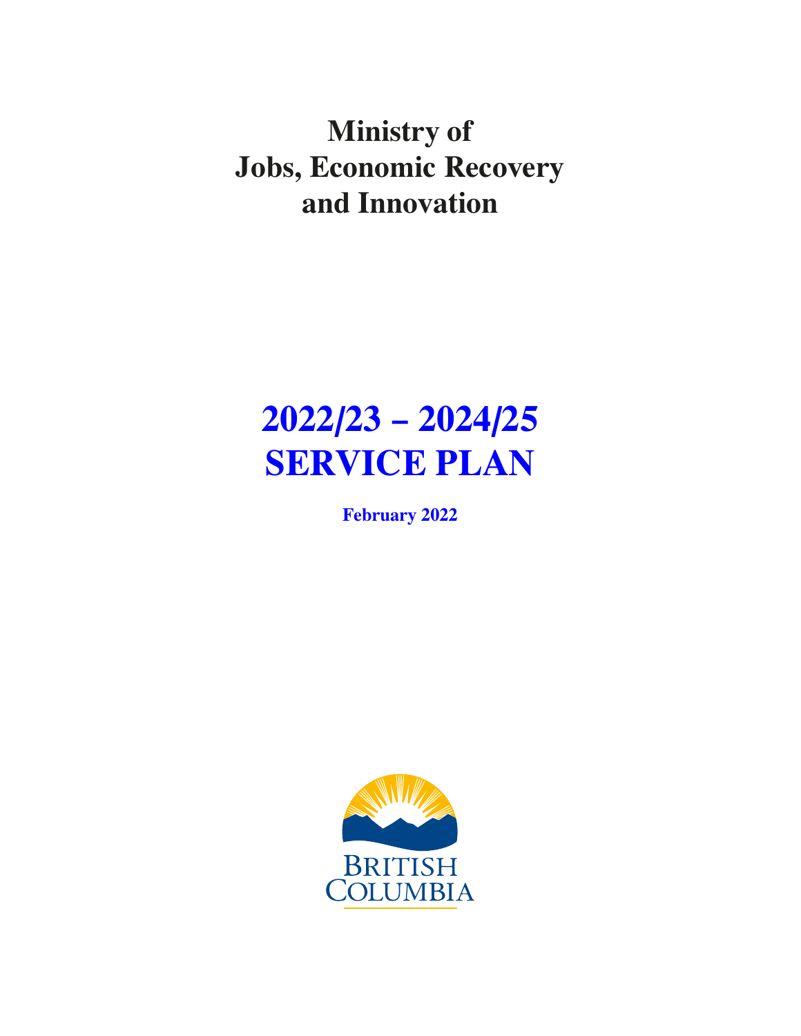# Ministry of Jobs, Economic Recovery and Innovation

# 2022/23 – 2024/25 SERVICE PLAN

**February 2022**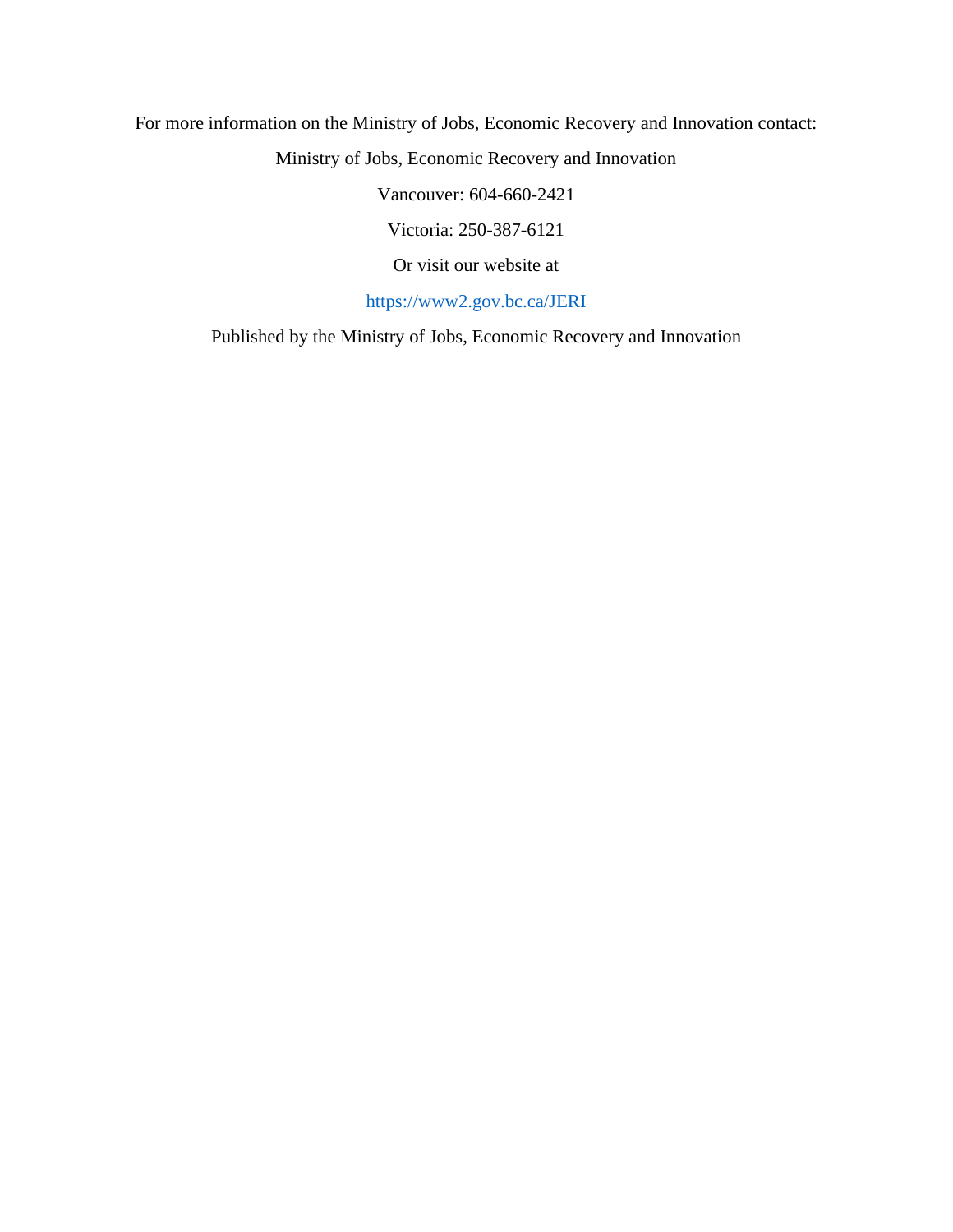For more information on the Ministry of Jobs, Economic Recovery and Innovation contact:

Ministry of Jobs, Economic Recovery and Innovation

Vancouver: 604-660-2421

Victoria: 250-387-6121

Or visit our website at

[https://www2.gov.bc.ca/JERI](https://www2.gov.bc.ca/JERI)

Published by the Ministry of Jobs, Economic Recovery and Innovation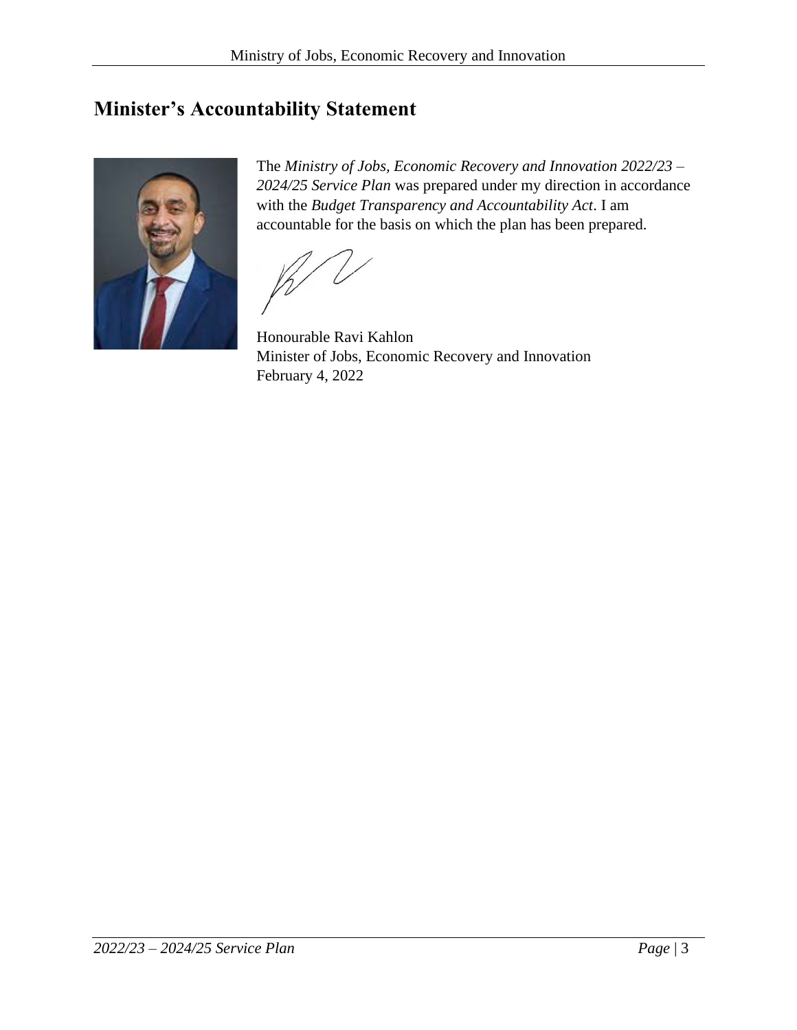# Minister's Accountability Statement

The *Ministry of Jobs, Economic Recovery and Innovation 2022/23 – 2024/25 Service Plan* was prepared under my direction in accordance with the *Budget Transparency and Accountability Act*. I am accountable for the basis on which the plan has been prepared.

Honourable Ravi Kahlon
Minister of Jobs, Economic Recovery and Innovation
February 4, 2022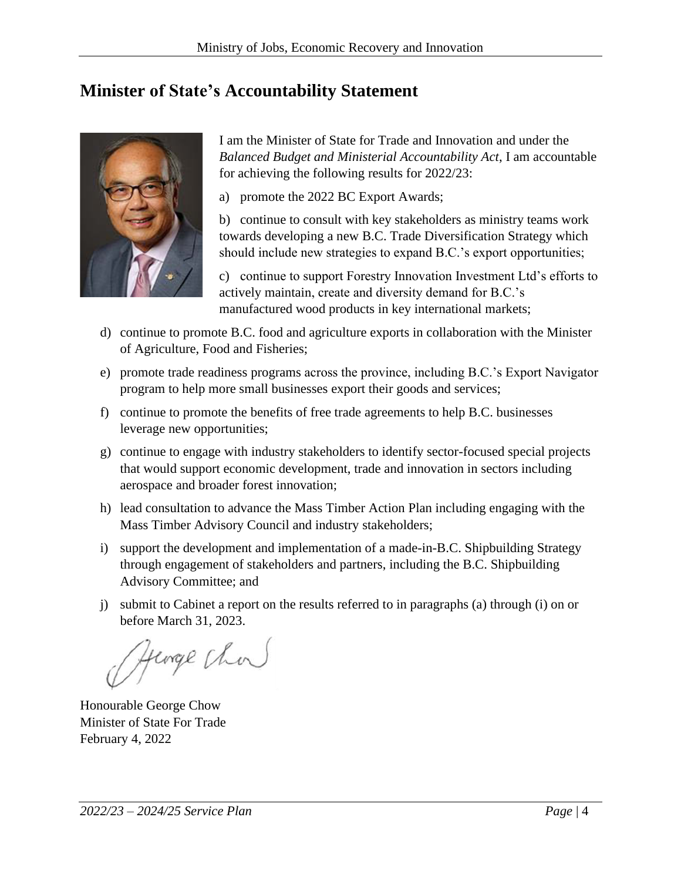## Minister of State's Accountability Statement

I am the Minister of State for Trade and Innovation and under the *Balanced Budget and Ministerial Accountability Act*, I am accountable for achieving the following results for 2022/23:

a) promote the 2022 BC Export Awards;

b) continue to consult with key stakeholders as ministry teams work towards developing a new B.C. Trade Diversification Strategy which should include new strategies to expand B.C.'s export opportunities;

c) continue to support Forestry Innovation Investment Ltd's efforts to actively maintain, create and diversity demand for B.C.'s manufactured wood products in key international markets;

d) continue to promote B.C. food and agriculture exports in collaboration with the Minister of Agriculture, Food and Fisheries;

e) promote trade readiness programs across the province, including B.C.'s Export Navigator program to help more small businesses export their goods and services;

f) continue to promote the benefits of free trade agreements to help B.C. businesses leverage new opportunities;

g) continue to engage with industry stakeholders to identify sector-focused special projects that would support economic development, trade and innovation in sectors including aerospace and broader forest innovation;

h) lead consultation to advance the Mass Timber Action Plan including engaging with the Mass Timber Advisory Council and industry stakeholders;

i) support the development and implementation of a made-in-B.C. Shipbuilding Strategy through engagement of stakeholders and partners, including the B.C. Shipbuilding Advisory Committee; and

j) submit to Cabinet a report on the results referred to in paragraphs (a) through (i) on or before March 31, 2023.

Honourable George Chow
Minister of State For Trade
February 4, 2022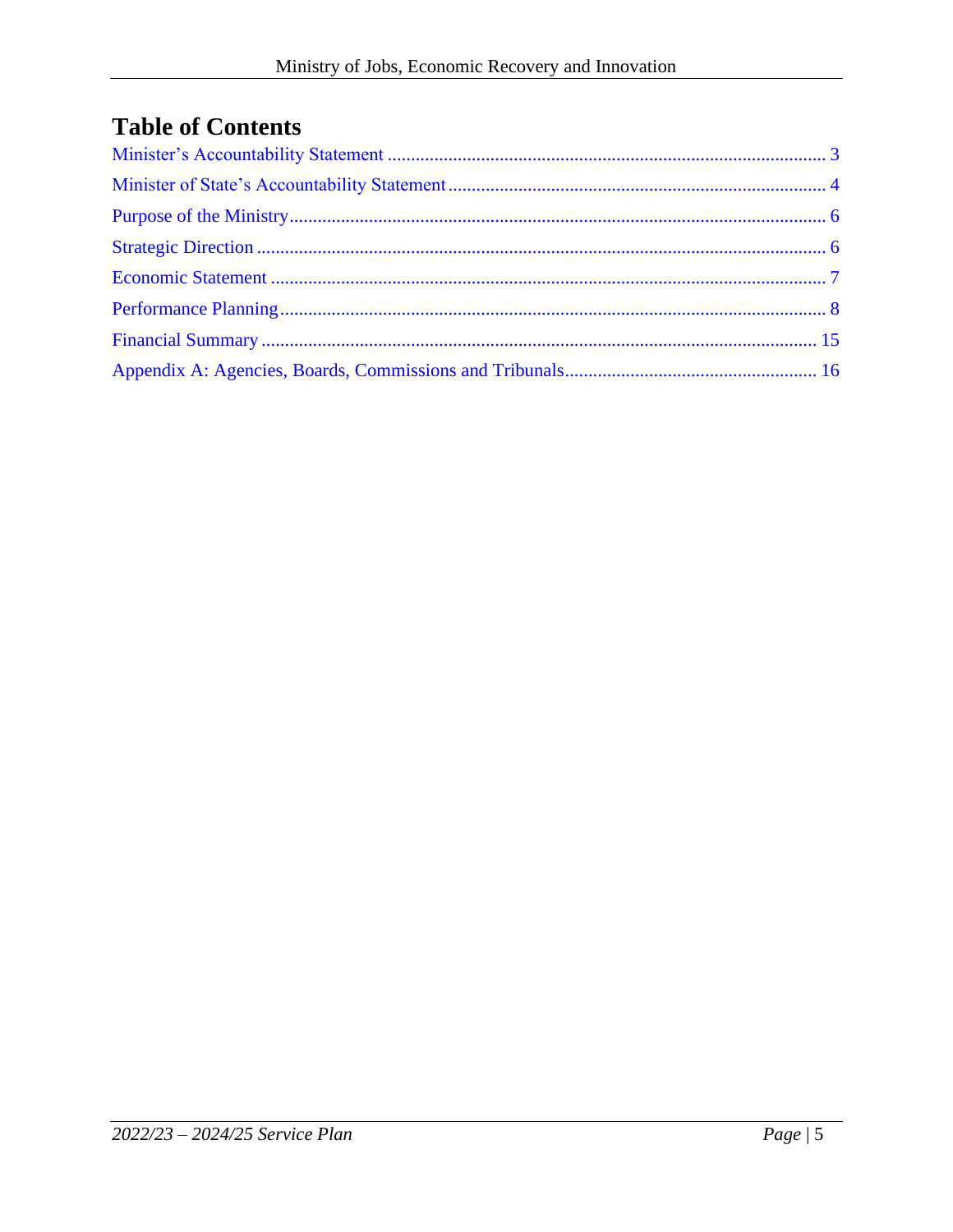# Table of Contents

Minister's Accountability Statement ..... 3

Minister of State's Accountability Statement ..... 4

Purpose of the Ministry ..... 6

Strategic Direction ..... 6

Economic Statement ..... 7

Performance Planning ..... 8

Financial Summary ..... 15

Appendix A: Agencies, Boards, Commissions and Tribunals ..... 16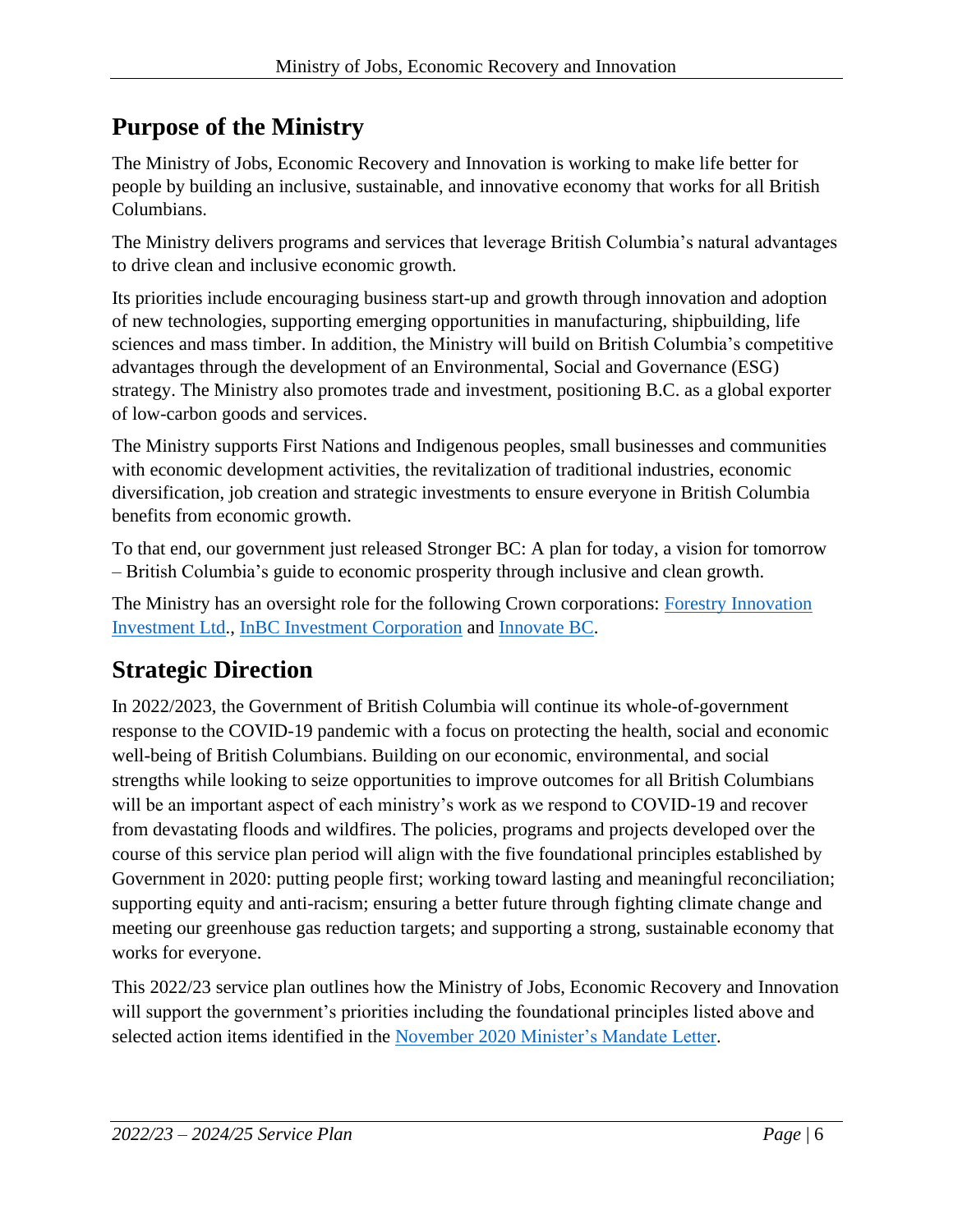## Purpose of the Ministry

The Ministry of Jobs, Economic Recovery and Innovation is working to make life better for people by building an inclusive, sustainable, and innovative economy that works for all British Columbians.

The Ministry delivers programs and services that leverage British Columbia's natural advantages to drive clean and inclusive economic growth.

Its priorities include encouraging business start-up and growth through innovation and adoption of new technologies, supporting emerging opportunities in manufacturing, shipbuilding, life sciences and mass timber. In addition, the Ministry will build on British Columbia's competitive advantages through the development of an Environmental, Social and Governance (ESG) strategy. The Ministry also promotes trade and investment, positioning B.C. as a global exporter of low-carbon goods and services.

The Ministry supports First Nations and Indigenous peoples, small businesses and communities with economic development activities, the revitalization of traditional industries, economic diversification, job creation and strategic investments to ensure everyone in British Columbia benefits from economic growth.

To that end, our government just released Stronger BC: A plan for today, a vision for tomorrow – British Columbia's guide to economic prosperity through inclusive and clean growth.

The Ministry has an oversight role for the following Crown corporations: [Forestry Innovation Investment Ltd.](), [InBC Investment Corporation]() and [Innovate BC]().

## Strategic Direction

In 2022/2023, the Government of British Columbia will continue its whole-of-government response to the COVID-19 pandemic with a focus on protecting the health, social and economic well-being of British Columbians. Building on our economic, environmental, and social strengths while looking to seize opportunities to improve outcomes for all British Columbians will be an important aspect of each ministry's work as we respond to COVID-19 and recover from devastating floods and wildfires. The policies, programs and projects developed over the course of this service plan period will align with the five foundational principles established by Government in 2020: putting people first; working toward lasting and meaningful reconciliation; supporting equity and anti-racism; ensuring a better future through fighting climate change and meeting our greenhouse gas reduction targets; and supporting a strong, sustainable economy that works for everyone.

This 2022/23 service plan outlines how the Ministry of Jobs, Economic Recovery and Innovation will support the government's priorities including the foundational principles listed above and selected action items identified in the [November 2020 Minister's Mandate Letter]().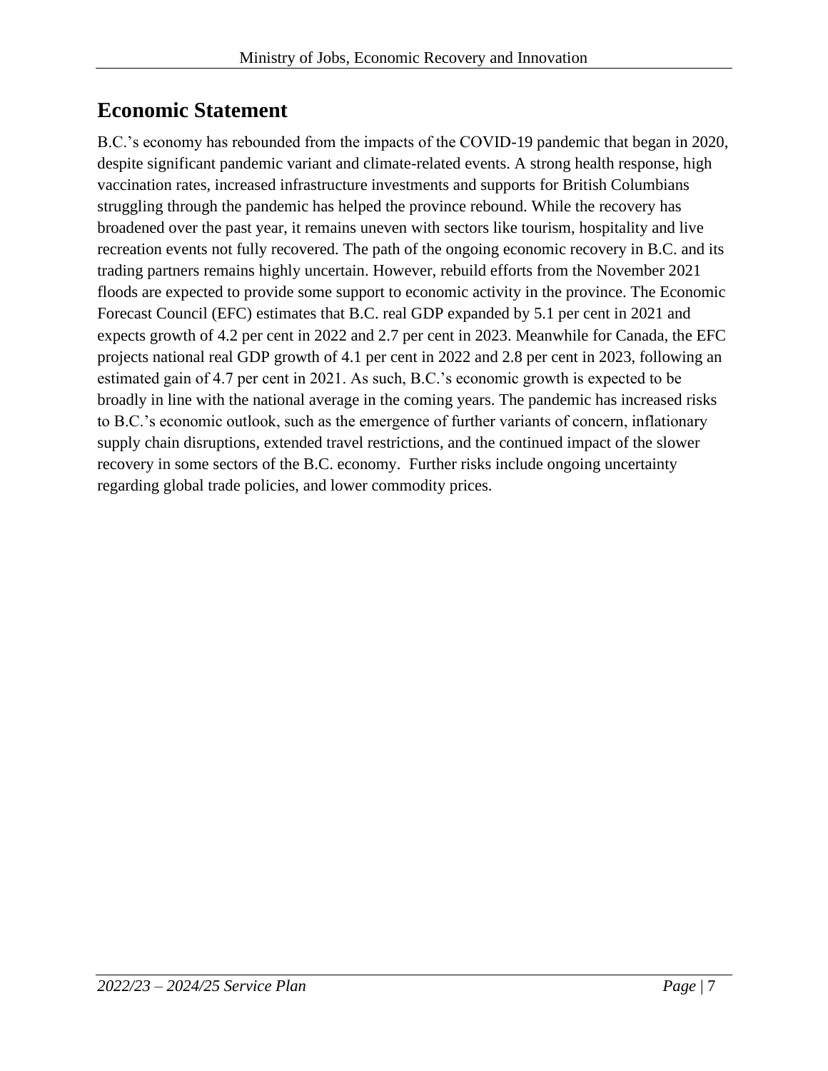# Economic Statement

B.C.'s economy has rebounded from the impacts of the COVID-19 pandemic that began in 2020, despite significant pandemic variant and climate-related events. A strong health response, high vaccination rates, increased infrastructure investments and supports for British Columbians struggling through the pandemic has helped the province rebound. While the recovery has broadened over the past year, it remains uneven with sectors like tourism, hospitality and live recreation events not fully recovered. The path of the ongoing economic recovery in B.C. and its trading partners remains highly uncertain. However, rebuild efforts from the November 2021 floods are expected to provide some support to economic activity in the province. The Economic Forecast Council (EFC) estimates that B.C. real GDP expanded by 5.1 per cent in 2021 and expects growth of 4.2 per cent in 2022 and 2.7 per cent in 2023. Meanwhile for Canada, the EFC projects national real GDP growth of 4.1 per cent in 2022 and 2.8 per cent in 2023, following an estimated gain of 4.7 per cent in 2021. As such, B.C.'s economic growth is expected to be broadly in line with the national average in the coming years. The pandemic has increased risks to B.C.'s economic outlook, such as the emergence of further variants of concern, inflationary supply chain disruptions, extended travel restrictions, and the continued impact of the slower recovery in some sectors of the B.C. economy. Further risks include ongoing uncertainty regarding global trade policies, and lower commodity prices.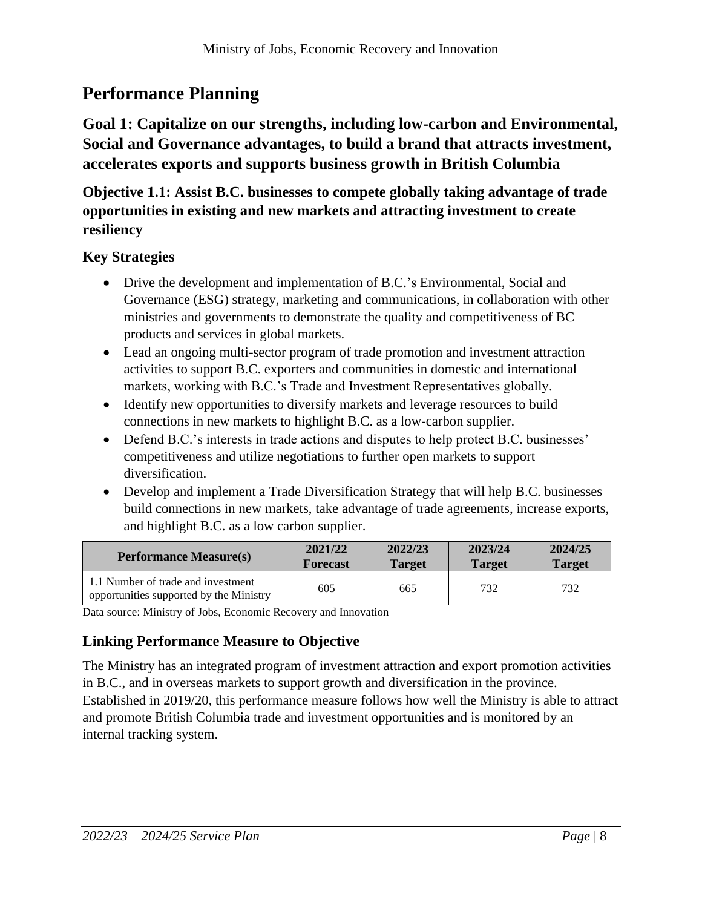# Performance Planning

## Goal 1: Capitalize on our strengths, including low-carbon and Environmental, Social and Governance advantages, to build a brand that attracts investment, accelerates exports and supports business growth in British Columbia

### Objective 1.1: Assist B.C. businesses to compete globally taking advantage of trade opportunities in existing and new markets and attracting investment to create resiliency

### Key Strategies

- Drive the development and implementation of B.C.'s Environmental, Social and Governance (ESG) strategy, marketing and communications, in collaboration with other ministries and governments to demonstrate the quality and competitiveness of BC products and services in global markets.
- Lead an ongoing multi-sector program of trade promotion and investment attraction activities to support B.C. exporters and communities in domestic and international markets, working with B.C.'s Trade and Investment Representatives globally.
- Identify new opportunities to diversify markets and leverage resources to build connections in new markets to highlight B.C. as a low-carbon supplier.
- Defend B.C.'s interests in trade actions and disputes to help protect B.C. businesses' competitiveness and utilize negotiations to further open markets to support diversification.
- Develop and implement a Trade Diversification Strategy that will help B.C. businesses build connections in new markets, take advantage of trade agreements, increase exports, and highlight B.C. as a low carbon supplier.

| Performance Measure(s) | 2021/22 Forecast | 2022/23 Target | 2023/24 Target | 2024/25 Target |
|---|---|---|---|---|
| 1.1 Number of trade and investment opportunities supported by the Ministry | 605 | 665 | 732 | 732 |

Data source: Ministry of Jobs, Economic Recovery and Innovation

### Linking Performance Measure to Objective

The Ministry has an integrated program of investment attraction and export promotion activities in B.C., and in overseas markets to support growth and diversification in the province. Established in 2019/20, this performance measure follows how well the Ministry is able to attract and promote British Columbia trade and investment opportunities and is monitored by an internal tracking system.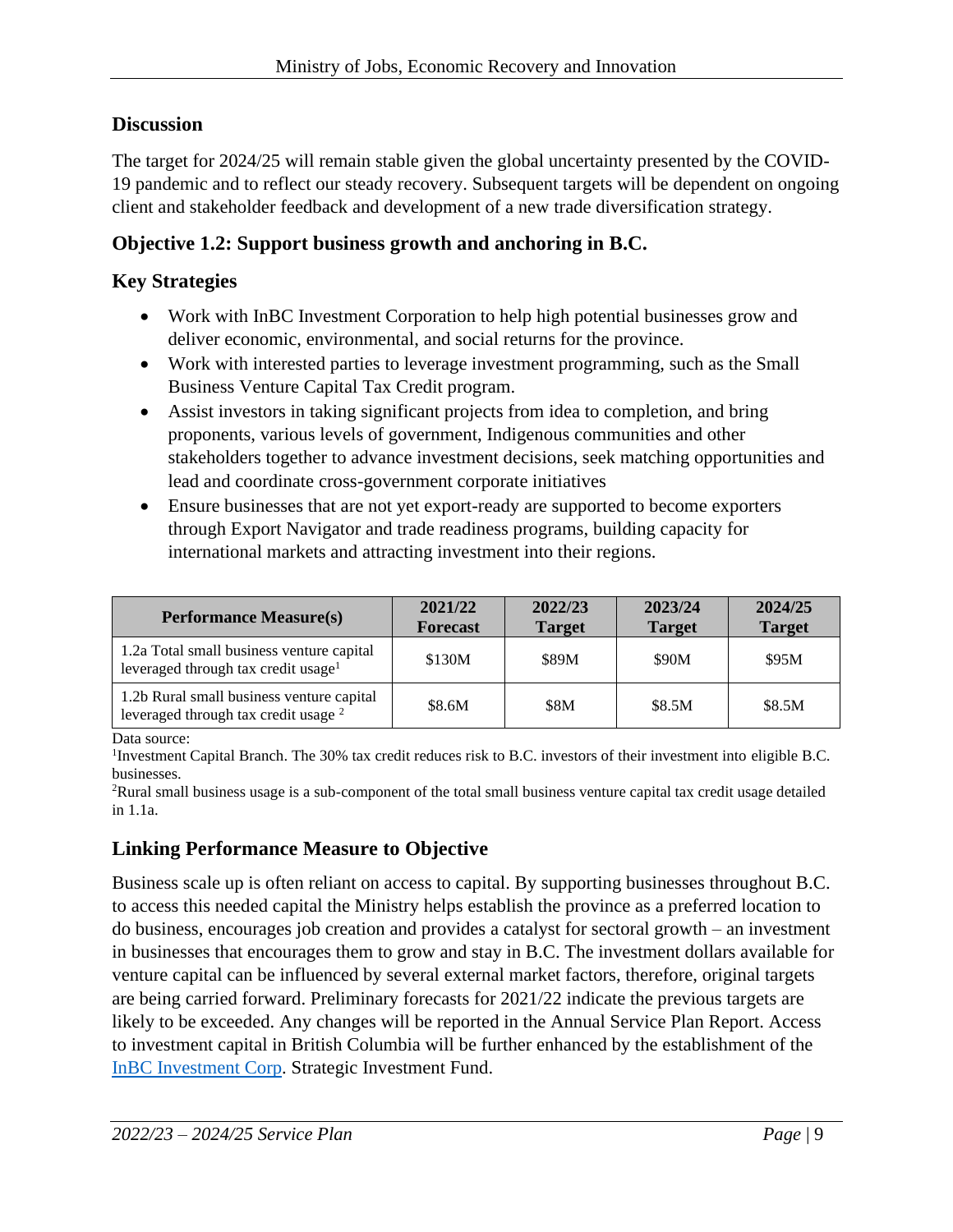### Discussion

The target for 2024/25 will remain stable given the global uncertainty presented by the COVID-19 pandemic and to reflect our steady recovery. Subsequent targets will be dependent on ongoing client and stakeholder feedback and development of a new trade diversification strategy.

### Objective 1.2: Support business growth and anchoring in B.C.

### Key Strategies

- Work with InBC Investment Corporation to help high potential businesses grow and deliver economic, environmental, and social returns for the province.
- Work with interested parties to leverage investment programming, such as the Small Business Venture Capital Tax Credit program.
- Assist investors in taking significant projects from idea to completion, and bring proponents, various levels of government, Indigenous communities and other stakeholders together to advance investment decisions, seek matching opportunities and lead and coordinate cross-government corporate initiatives
- Ensure businesses that are not yet export-ready are supported to become exporters through Export Navigator and trade readiness programs, building capacity for international markets and attracting investment into their regions.

| Performance Measure(s) | 2021/22 Forecast | 2022/23 Target | 2023/24 Target | 2024/25 Target |
|---|---|---|---|---|
| 1.2a Total small business venture capital leveraged through tax credit usage[1] | $130M | $89M | $90M | $95M |
| 1.2b Rural small business venture capital leveraged through tax credit usage [2] | $8.6M | $8M | $8.5M | $8.5M |

Data source:
[1]Investment Capital Branch. The 30% tax credit reduces risk to B.C. investors of their investment into eligible B.C. businesses.
[2]Rural small business usage is a sub-component of the total small business venture capital tax credit usage detailed in 1.1a.

### Linking Performance Measure to Objective

Business scale up is often reliant on access to capital. By supporting businesses throughout B.C. to access this needed capital the Ministry helps establish the province as a preferred location to do business, encourages job creation and provides a catalyst for sectoral growth – an investment in businesses that encourages them to grow and stay in B.C. The investment dollars available for venture capital can be influenced by several external market factors, therefore, original targets are being carried forward. Preliminary forecasts for 2021/22 indicate the previous targets are likely to be exceeded. Any changes will be reported in the Annual Service Plan Report. Access to investment capital in British Columbia will be further enhanced by the establishment of the InBC Investment Corp. Strategic Investment Fund.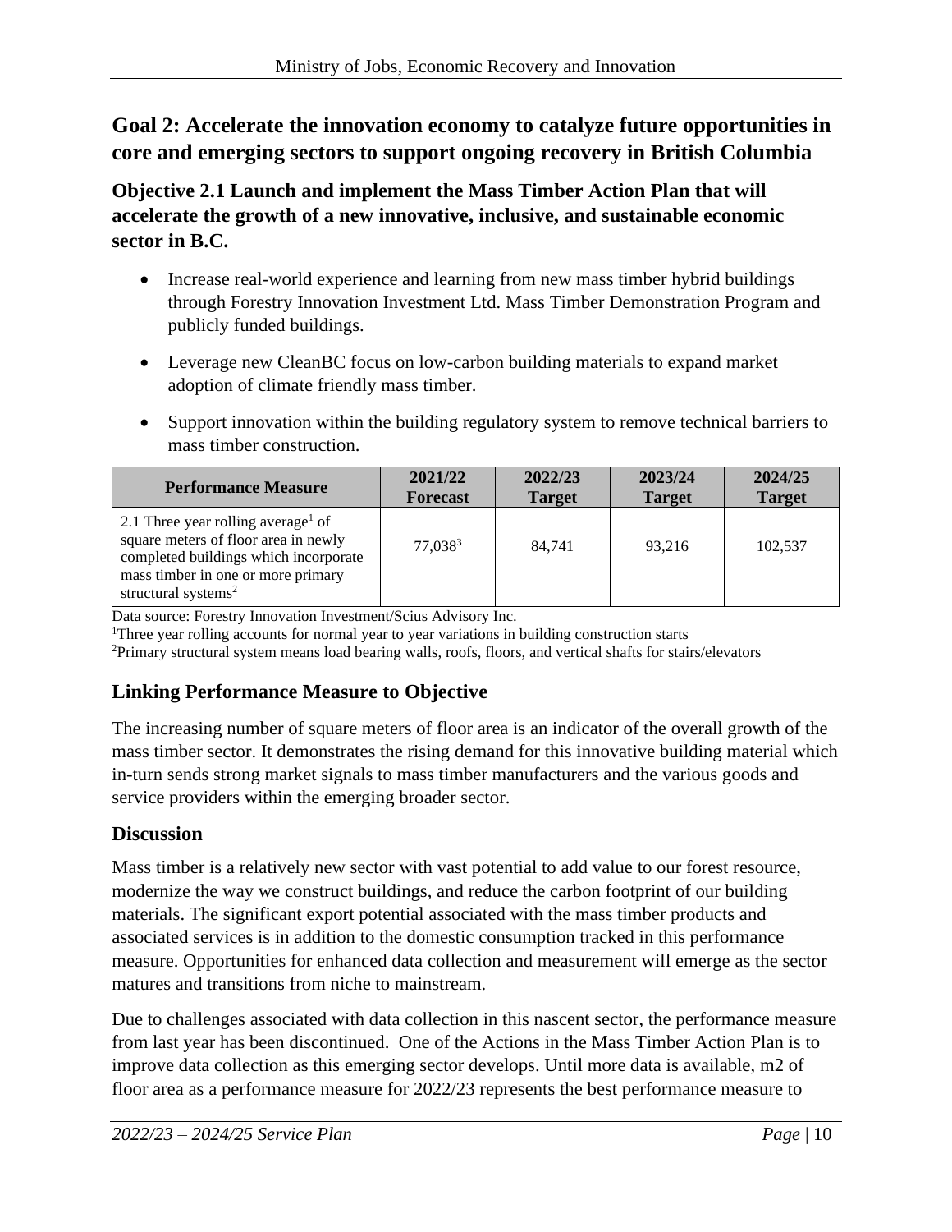## Goal 2: Accelerate the innovation economy to catalyze future opportunities in core and emerging sectors to support ongoing recovery in British Columbia

### Objective 2.1 Launch and implement the Mass Timber Action Plan that will accelerate the growth of a new innovative, inclusive, and sustainable economic sector in B.C.

- Increase real-world experience and learning from new mass timber hybrid buildings through Forestry Innovation Investment Ltd. Mass Timber Demonstration Program and publicly funded buildings.
- Leverage new CleanBC focus on low-carbon building materials to expand market adoption of climate friendly mass timber.
- Support innovation within the building regulatory system to remove technical barriers to mass timber construction.

| Performance Measure | 2021/22 Forecast | 2022/23 Target | 2023/24 Target | 2024/25 Target |
|---|---|---|---|---|
| 2.1 Three year rolling average[1] of square meters of floor area in newly completed buildings which incorporate mass timber in one or more primary structural systems[2] | 77,038[3] | 84,741 | 93,216 | 102,537 |

Data source: Forestry Innovation Investment/Scius Advisory Inc.
[1]Three year rolling accounts for normal year to year variations in building construction starts
[2]Primary structural system means load bearing walls, roofs, floors, and vertical shafts for stairs/elevators

### Linking Performance Measure to Objective

The increasing number of square meters of floor area is an indicator of the overall growth of the mass timber sector. It demonstrates the rising demand for this innovative building material which in-turn sends strong market signals to mass timber manufacturers and the various goods and service providers within the emerging broader sector.

### Discussion

Mass timber is a relatively new sector with vast potential to add value to our forest resource, modernize the way we construct buildings, and reduce the carbon footprint of our building materials. The significant export potential associated with the mass timber products and associated services is in addition to the domestic consumption tracked in this performance measure. Opportunities for enhanced data collection and measurement will emerge as the sector matures and transitions from niche to mainstream.

Due to challenges associated with data collection in this nascent sector, the performance measure from last year has been discontinued. One of the Actions in the Mass Timber Action Plan is to improve data collection as this emerging sector develops. Until more data is available, m2 of floor area as a performance measure for 2022/23 represents the best performance measure to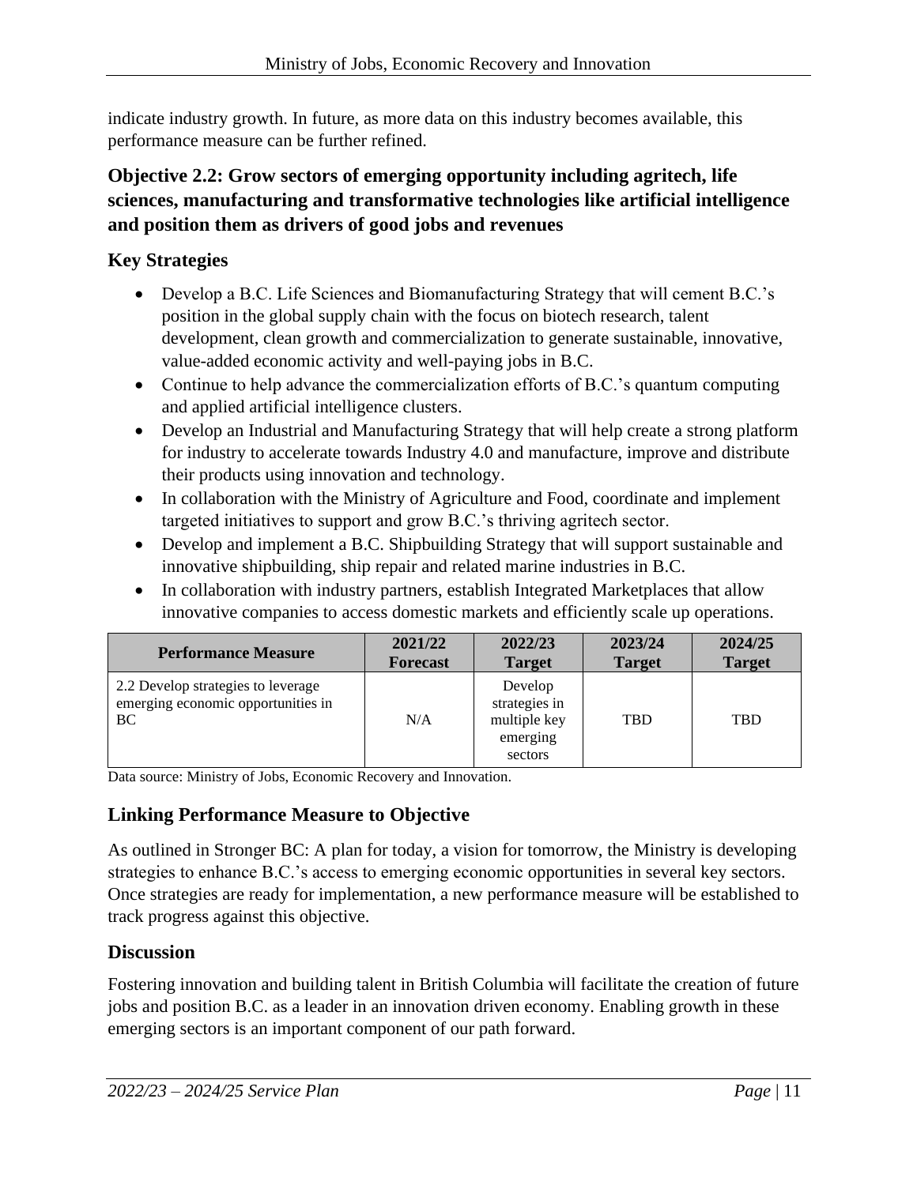indicate industry growth. In future, as more data on this industry becomes available, this performance measure can be further refined.

### Objective 2.2: Grow sectors of emerging opportunity including agritech, life sciences, manufacturing and transformative technologies like artificial intelligence and position them as drivers of good jobs and revenues

### Key Strategies

- Develop a B.C. Life Sciences and Biomanufacturing Strategy that will cement B.C.'s position in the global supply chain with the focus on biotech research, talent development, clean growth and commercialization to generate sustainable, innovative, value-added economic activity and well-paying jobs in B.C.
- Continue to help advance the commercialization efforts of B.C.'s quantum computing and applied artificial intelligence clusters.
- Develop an Industrial and Manufacturing Strategy that will help create a strong platform for industry to accelerate towards Industry 4.0 and manufacture, improve and distribute their products using innovation and technology.
- In collaboration with the Ministry of Agriculture and Food, coordinate and implement targeted initiatives to support and grow B.C.'s thriving agritech sector.
- Develop and implement a B.C. Shipbuilding Strategy that will support sustainable and innovative shipbuilding, ship repair and related marine industries in B.C.
- In collaboration with industry partners, establish Integrated Marketplaces that allow innovative companies to access domestic markets and efficiently scale up operations.

| Performance Measure | 2021/22 Forecast | 2022/23 Target | 2023/24 Target | 2024/25 Target |
|---|---|---|---|---|
| 2.2 Develop strategies to leverage emerging economic opportunities in BC | N/A | Develop strategies in multiple key emerging sectors | TBD | TBD |

Data source: Ministry of Jobs, Economic Recovery and Innovation.

### Linking Performance Measure to Objective

As outlined in Stronger BC: A plan for today, a vision for tomorrow, the Ministry is developing strategies to enhance B.C.'s access to emerging economic opportunities in several key sectors. Once strategies are ready for implementation, a new performance measure will be established to track progress against this objective.

### Discussion

Fostering innovation and building talent in British Columbia will facilitate the creation of future jobs and position B.C. as a leader in an innovation driven economy. Enabling growth in these emerging sectors is an important component of our path forward.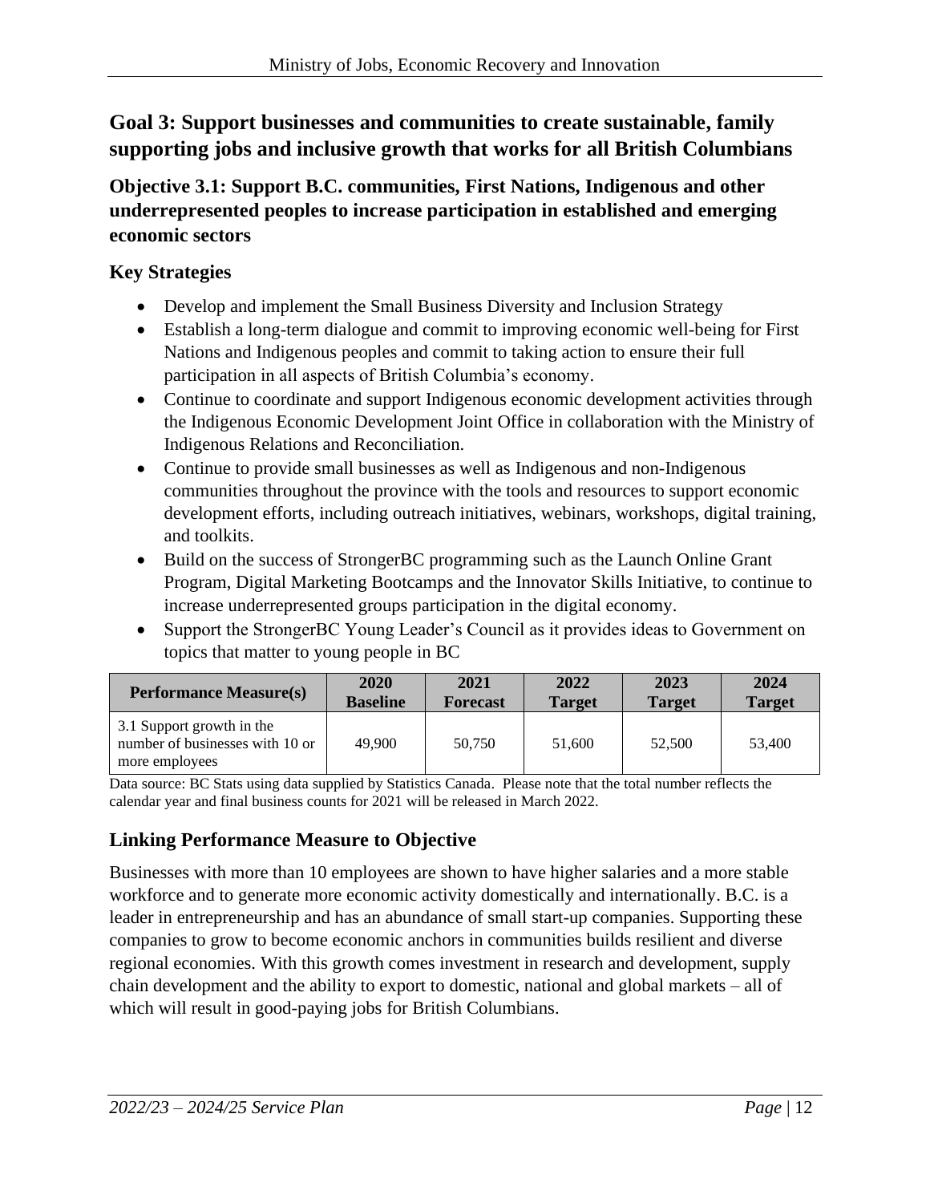## Goal 3: Support businesses and communities to create sustainable, family supporting jobs and inclusive growth that works for all British Columbians

### Objective 3.1: Support B.C. communities, First Nations, Indigenous and other underrepresented peoples to increase participation in established and emerging economic sectors

### Key Strategies

- Develop and implement the Small Business Diversity and Inclusion Strategy
- Establish a long-term dialogue and commit to improving economic well-being for First Nations and Indigenous peoples and commit to taking action to ensure their full participation in all aspects of British Columbia's economy.
- Continue to coordinate and support Indigenous economic development activities through the Indigenous Economic Development Joint Office in collaboration with the Ministry of Indigenous Relations and Reconciliation.
- Continue to provide small businesses as well as Indigenous and non-Indigenous communities throughout the province with the tools and resources to support economic development efforts, including outreach initiatives, webinars, workshops, digital training, and toolkits.
- Build on the success of StrongerBC programming such as the Launch Online Grant Program, Digital Marketing Bootcamps and the Innovator Skills Initiative, to continue to increase underrepresented groups participation in the digital economy.
- Support the StrongerBC Young Leader's Council as it provides ideas to Government on topics that matter to young people in BC

| Performance Measure(s) | 2020 Baseline | 2021 Forecast | 2022 Target | 2023 Target | 2024 Target |
|---|---|---|---|---|---|
| 3.1 Support growth in the number of businesses with 10 or more employees | 49,900 | 50,750 | 51,600 | 52,500 | 53,400 |

Data source: BC Stats using data supplied by Statistics Canada. Please note that the total number reflects the calendar year and final business counts for 2021 will be released in March 2022.

### Linking Performance Measure to Objective

Businesses with more than 10 employees are shown to have higher salaries and a more stable workforce and to generate more economic activity domestically and internationally. B.C. is a leader in entrepreneurship and has an abundance of small start-up companies. Supporting these companies to grow to become economic anchors in communities builds resilient and diverse regional economies. With this growth comes investment in research and development, supply chain development and the ability to export to domestic, national and global markets – all of which will result in good-paying jobs for British Columbians.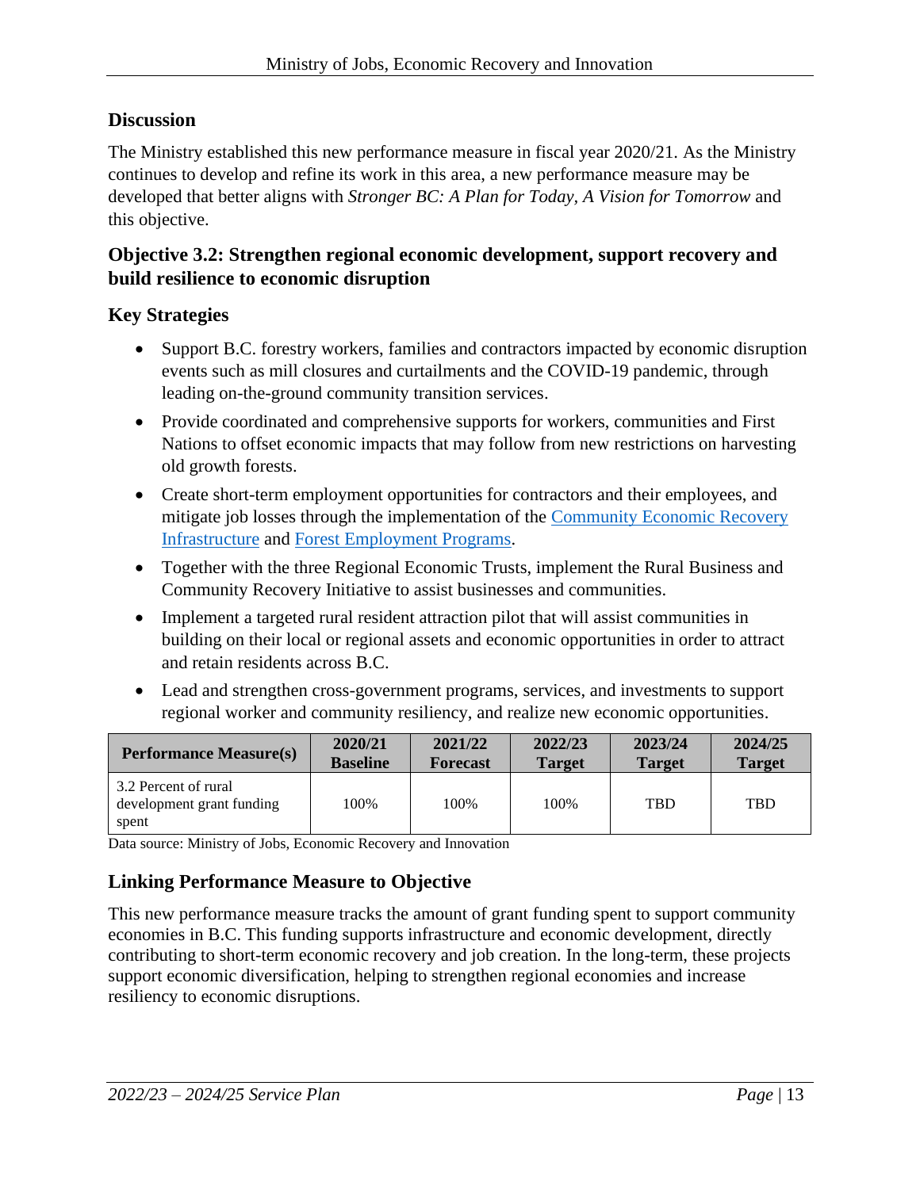### Discussion

The Ministry established this new performance measure in fiscal year 2020/21. As the Ministry continues to develop and refine its work in this area, a new performance measure may be developed that better aligns with *Stronger BC: A Plan for Today, A Vision for Tomorrow* and this objective.

### Objective 3.2: Strengthen regional economic development, support recovery and build resilience to economic disruption

### Key Strategies

- Support B.C. forestry workers, families and contractors impacted by economic disruption events such as mill closures and curtailments and the COVID-19 pandemic, through leading on-the-ground community transition services.
- Provide coordinated and comprehensive supports for workers, communities and First Nations to offset economic impacts that may follow from new restrictions on harvesting old growth forests.
- Create short-term employment opportunities for contractors and their employees, and mitigate job losses through the implementation of the Community Economic Recovery Infrastructure and Forest Employment Programs.
- Together with the three Regional Economic Trusts, implement the Rural Business and Community Recovery Initiative to assist businesses and communities.
- Implement a targeted rural resident attraction pilot that will assist communities in building on their local or regional assets and economic opportunities in order to attract and retain residents across B.C.
- Lead and strengthen cross-government programs, services, and investments to support regional worker and community resiliency, and realize new economic opportunities.

| Performance Measure(s) | 2020/21 Baseline | 2021/22 Forecast | 2022/23 Target | 2023/24 Target | 2024/25 Target |
|---|---|---|---|---|---|
| 3.2 Percent of rural development grant funding spent | 100% | 100% | 100% | TBD | TBD |

Data source: Ministry of Jobs, Economic Recovery and Innovation

### Linking Performance Measure to Objective

This new performance measure tracks the amount of grant funding spent to support community economies in B.C. This funding supports infrastructure and economic development, directly contributing to short-term economic recovery and job creation. In the long-term, these projects support economic diversification, helping to strengthen regional economies and increase resiliency to economic disruptions.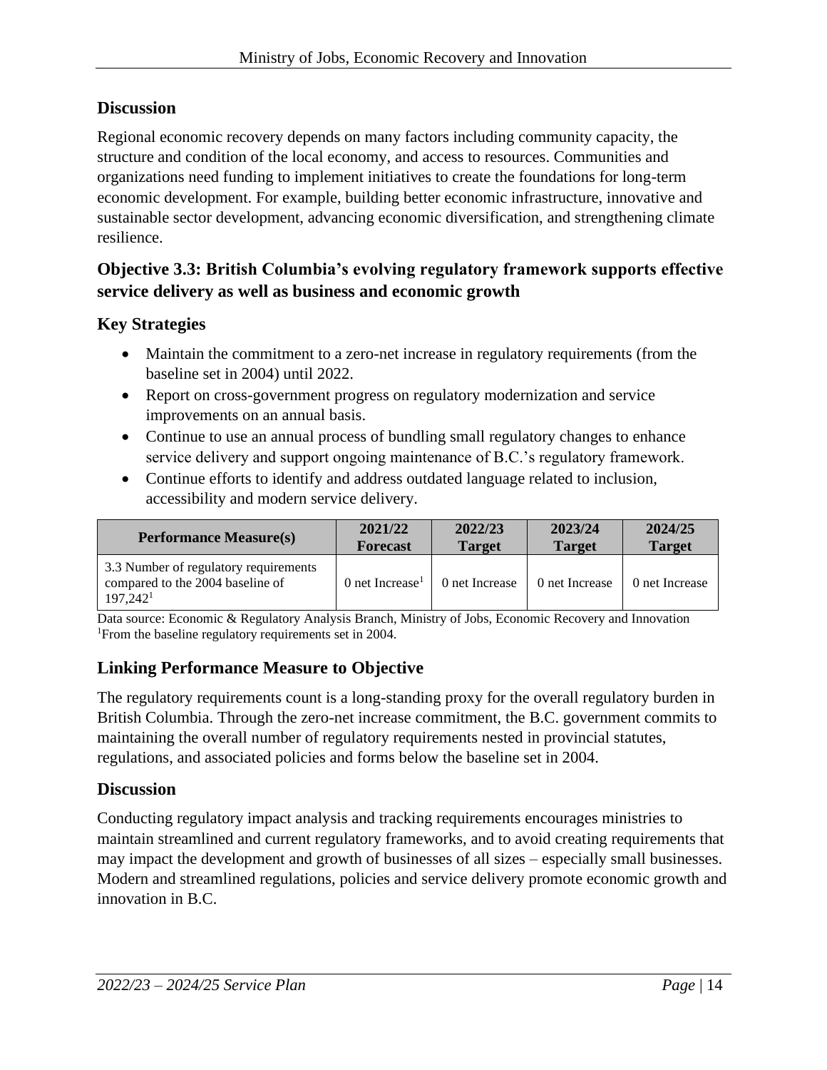## Discussion

Regional economic recovery depends on many factors including community capacity, the structure and condition of the local economy, and access to resources. Communities and organizations need funding to implement initiatives to create the foundations for long-term economic development. For example, building better economic infrastructure, innovative and sustainable sector development, advancing economic diversification, and strengthening climate resilience.

## Objective 3.3: British Columbia's evolving regulatory framework supports effective service delivery as well as business and economic growth

### Key Strategies

- Maintain the commitment to a zero-net increase in regulatory requirements (from the baseline set in 2004) until 2022.
- Report on cross-government progress on regulatory modernization and service improvements on an annual basis.
- Continue to use an annual process of bundling small regulatory changes to enhance service delivery and support ongoing maintenance of B.C.'s regulatory framework.
- Continue efforts to identify and address outdated language related to inclusion, accessibility and modern service delivery.

| Performance Measure(s) | 2021/22 Forecast | 2022/23 Target | 2023/24 Target | 2024/25 Target |
|---|---|---|---|---|
| 3.3 Number of regulatory requirements compared to the 2004 baseline of 197,242[1] | 0 net Increase[1] | 0 net Increase | 0 net Increase | 0 net Increase |

Data source: Economic & Regulatory Analysis Branch, Ministry of Jobs, Economic Recovery and Innovation
[1]From the baseline regulatory requirements set in 2004.

### Linking Performance Measure to Objective

The regulatory requirements count is a long-standing proxy for the overall regulatory burden in British Columbia. Through the zero-net increase commitment, the B.C. government commits to maintaining the overall number of regulatory requirements nested in provincial statutes, regulations, and associated policies and forms below the baseline set in 2004.

### Discussion

Conducting regulatory impact analysis and tracking requirements encourages ministries to maintain streamlined and current regulatory frameworks, and to avoid creating requirements that may impact the development and growth of businesses of all sizes – especially small businesses. Modern and streamlined regulations, policies and service delivery promote economic growth and innovation in B.C.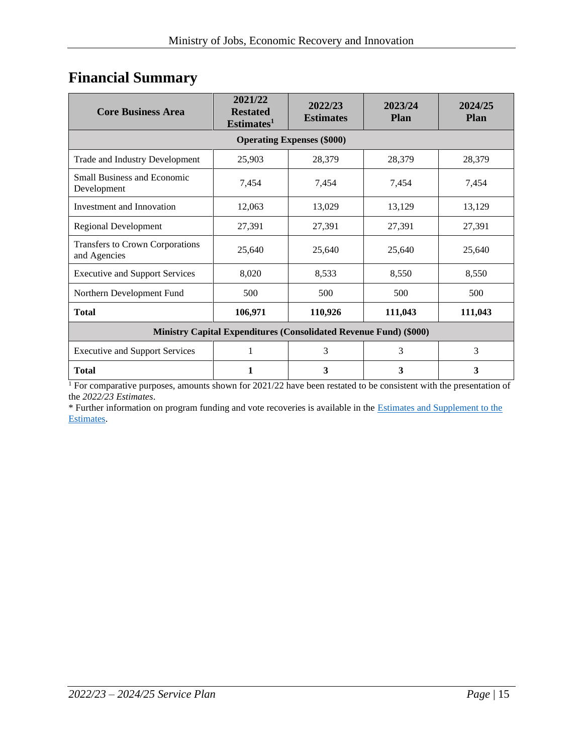## Financial Summary

| Core Business Area | 2021/22 Restated Estimates[1] | 2022/23 Estimates | 2023/24 Plan | 2024/25 Plan |
|---|---|---|---|---|
| **Operating Expenses ($000)** | | | | |
| Trade and Industry Development | 25,903 | 28,379 | 28,379 | 28,379 |
| Small Business and Economic Development | 7,454 | 7,454 | 7,454 | 7,454 |
| Investment and Innovation | 12,063 | 13,029 | 13,129 | 13,129 |
| Regional Development | 27,391 | 27,391 | 27,391 | 27,391 |
| Transfers to Crown Corporations and Agencies | 25,640 | 25,640 | 25,640 | 25,640 |
| Executive and Support Services | 8,020 | 8,533 | 8,550 | 8,550 |
| Northern Development Fund | 500 | 500 | 500 | 500 |
| **Total** | **106,971** | **110,926** | **111,043** | **111,043** |
| **Ministry Capital Expenditures (Consolidated Revenue Fund) ($000)** | | | | |
| Executive and Support Services | 1 | 3 | 3 | 3 |
| **Total** | **1** | **3** | **3** | **3** |

[1] For comparative purposes, amounts shown for 2021/22 have been restated to be consistent with the presentation of the *2022/23 Estimates*.

* Further information on program funding and vote recoveries is available in the Estimates and Supplement to the Estimates.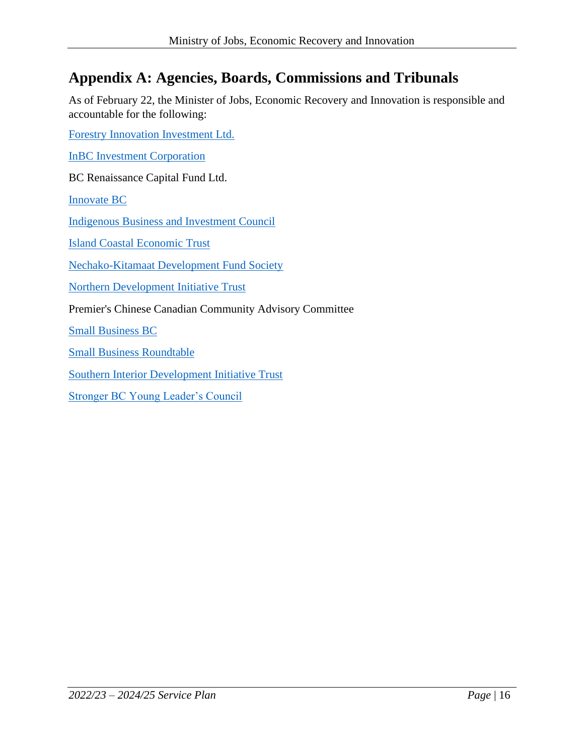# Appendix A: Agencies, Boards, Commissions and Tribunals

As of February 22, the Minister of Jobs, Economic Recovery and Innovation is responsible and accountable for the following:

Forestry Innovation Investment Ltd.

InBC Investment Corporation

BC Renaissance Capital Fund Ltd.

Innovate BC

Indigenous Business and Investment Council

Island Coastal Economic Trust

Nechako-Kitamaat Development Fund Society

Northern Development Initiative Trust

Premier's Chinese Canadian Community Advisory Committee

Small Business BC

Small Business Roundtable

Southern Interior Development Initiative Trust

Stronger BC Young Leader's Council